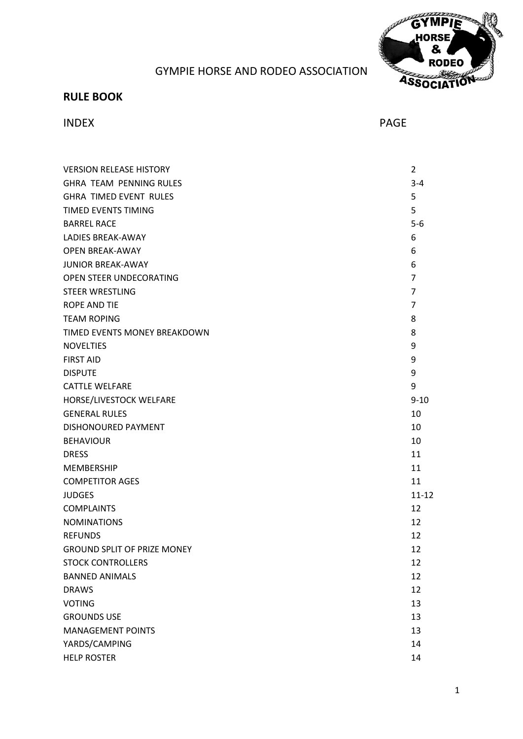# GYMPIE HORSE AND RODEO ASSOCIATION

## RULE BOOK

| INDEX | PAGE |
| --- | --- |
| VERSION RELEASE HISTORY | 2 |
| GHRA TEAM PENNING RULES | 3-4 |
| GHRA TIMED EVENT RULES | 5 |
| TIMED EVENTS TIMING | 5 |
| BARREL RACE | 5-6 |
| LADIES BREAK-AWAY | 6 |
| OPEN BREAK-AWAY | 6 |
| JUNIOR BREAK-AWAY | 6 |
| OPEN STEER UNDECORATING | 7 |
| STEER WRESTLING | 7 |
| ROPE AND TIE | 7 |
| TEAM ROPING | 8 |
| TIMED EVENTS MONEY BREAKDOWN | 8 |
| NOVELTIES | 9 |
| FIRST AID | 9 |
| DISPUTE | 9 |
| CATTLE WELFARE | 9 |
| HORSE/LIVESTOCK WELFARE | 9-10 |
| GENERAL RULES | 10 |
| DISHONOURED PAYMENT | 10 |
| BEHAVIOUR | 10 |
| DRESS | 11 |
| MEMBERSHIP | 11 |
| COMPETITOR AGES | 11 |
| JUDGES | 11-12 |
| COMPLAINTS | 12 |
| NOMINATIONS | 12 |
| REFUNDS | 12 |
| GROUND SPLIT OF PRIZE MONEY | 12 |
| STOCK CONTROLLERS | 12 |
| BANNED ANIMALS | 12 |
| DRAWS | 12 |
| VOTING | 13 |
| GROUNDS USE | 13 |
| MANAGEMENT POINTS | 13 |
| YARDS/CAMPING | 14 |
| HELP ROSTER | 14 |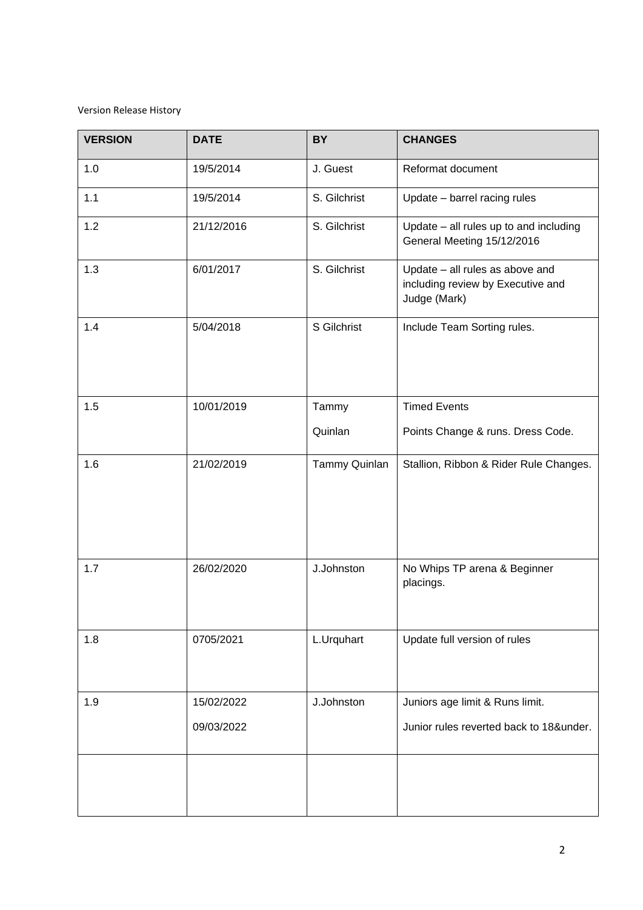Version Release History

| VERSION | DATE | BY | CHANGES |
|---|---|---|---|
| 1.0 | 19/5/2014 | J. Guest | Reformat document |
| 1.1 | 19/5/2014 | S. Gilchrist | Update – barrel racing rules |
| 1.2 | 21/12/2016 | S. Gilchrist | Update – all rules up to and including General Meeting 15/12/2016 |
| 1.3 | 6/01/2017 | S. Gilchrist | Update – all rules as above and including review by Executive and Judge (Mark) |
| 1.4 | 5/04/2018 | S Gilchrist | Include Team Sorting rules. |
| 1.5 | 10/01/2019 | Tammy Quinlan | Timed Events<br>Points Change & runs. Dress Code. |
| 1.6 | 21/02/2019 | Tammy Quinlan | Stallion, Ribbon & Rider Rule Changes. |
| 1.7 | 26/02/2020 | J.Johnston | No Whips TP arena & Beginner placings. |
| 1.8 | 0705/2021 | L.Urquhart | Update full version of rules |
| 1.9 | 15/02/2022<br>09/03/2022 | J.Johnston | Juniors age limit & Runs limit.<br>Junior rules reverted back to 18&under. |
| | | | |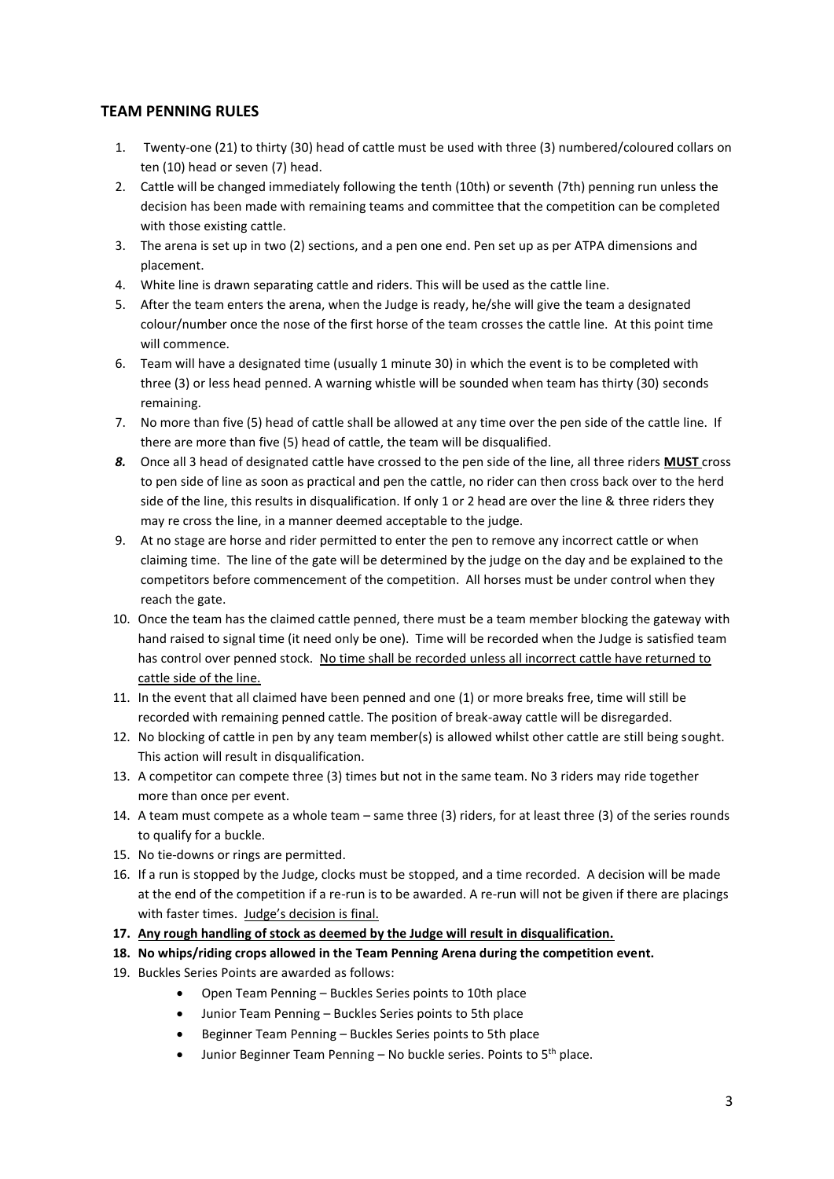## TEAM PENNING RULES

1. Twenty-one (21) to thirty (30) head of cattle must be used with three (3) numbered/coloured collars on ten (10) head or seven (7) head.
2. Cattle will be changed immediately following the tenth (10th) or seventh (7th) penning run unless the decision has been made with remaining teams and committee that the competition can be completed with those existing cattle.
3. The arena is set up in two (2) sections, and a pen one end. Pen set up as per ATPA dimensions and placement.
4. White line is drawn separating cattle and riders. This will be used as the cattle line.
5. After the team enters the arena, when the Judge is ready, he/she will give the team a designated colour/number once the nose of the first horse of the team crosses the cattle line. At this point time will commence.
6. Team will have a designated time (usually 1 minute 30) in which the event is to be completed with three (3) or less head penned. A warning whistle will be sounded when team has thirty (30) seconds remaining.
7. No more than five (5) head of cattle shall be allowed at any time over the pen side of the cattle line. If there are more than five (5) head of cattle, the team will be disqualified.
8. Once all 3 head of designated cattle have crossed to the pen side of the line, all three riders <u>**MUST**</u> cross to pen side of line as soon as practical and pen the cattle, no rider can then cross back over to the herd side of the line, this results in disqualification. If only 1 or 2 head are over the line & three riders they may re cross the line, in a manner deemed acceptable to the judge.
9. At no stage are horse and rider permitted to enter the pen to remove any incorrect cattle or when claiming time. The line of the gate will be determined by the judge on the day and be explained to the competitors before commencement of the competition. All horses must be under control when they reach the gate.
10. Once the team has the claimed cattle penned, there must be a team member blocking the gateway with hand raised to signal time (it need only be one). Time will be recorded when the Judge is satisfied team has control over penned stock. <u>No time shall be recorded unless all incorrect cattle have returned to cattle side of the line.</u>
11. In the event that all claimed have been penned and one (1) or more breaks free, time will still be recorded with remaining penned cattle. The position of break-away cattle will be disregarded.
12. No blocking of cattle in pen by any team member(s) is allowed whilst other cattle are still being sought. This action will result in disqualification.
13. A competitor can compete three (3) times but not in the same team. No 3 riders may ride together more than once per event.
14. A team must compete as a whole team – same three (3) riders, for at least three (3) of the series rounds to qualify for a buckle.
15. No tie-downs or rings are permitted.
16. If a run is stopped by the Judge, clocks must be stopped, and a time recorded. A decision will be made at the end of the competition if a re-run is to be awarded. A re-run will not be given if there are placings with faster times. <u>Judge's decision is final.</u>
17. <u>**Any rough handling of stock as deemed by the Judge will result in disqualification.**</u>
18. **No whips/riding crops allowed in the Team Penning Arena during the competition event.**
19. Buckles Series Points are awarded as follows:
    - Open Team Penning – Buckles Series points to 10th place
    - Junior Team Penning – Buckles Series points to 5th place
    - Beginner Team Penning – Buckles Series points to 5th place
    - Junior Beginner Team Penning – No buckle series. Points to 5th place.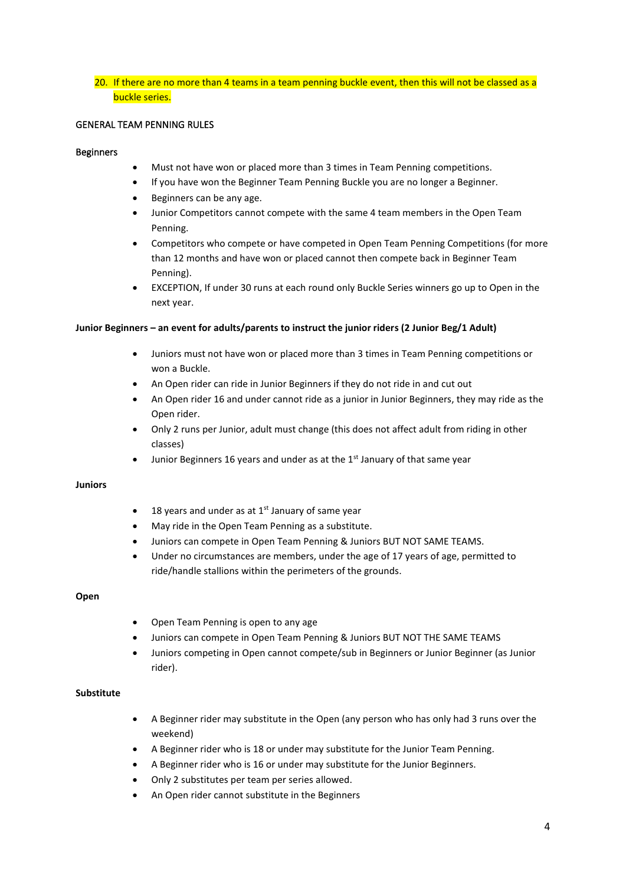20. If there are no more than 4 teams in a team penning buckle event, then this will not be classed as a buckle series.

GENERAL TEAM PENNING RULES

Beginners

- Must not have won or placed more than 3 times in Team Penning competitions.
- If you have won the Beginner Team Penning Buckle you are no longer a Beginner.
- Beginners can be any age.
- Junior Competitors cannot compete with the same 4 team members in the Open Team Penning.
- Competitors who compete or have competed in Open Team Penning Competitions (for more than 12 months and have won or placed cannot then compete back in Beginner Team Penning).
- EXCEPTION, If under 30 runs at each round only Buckle Series winners go up to Open in the next year.

**Junior Beginners – an event for adults/parents to instruct the junior riders (2 Junior Beg/1 Adult)**

- Juniors must not have won or placed more than 3 times in Team Penning competitions or won a Buckle.
- An Open rider can ride in Junior Beginners if they do not ride in and cut out
- An Open rider 16 and under cannot ride as a junior in Junior Beginners, they may ride as the Open rider.
- Only 2 runs per Junior, adult must change (this does not affect adult from riding in other classes)
- Junior Beginners 16 years and under as at the 1st January of that same year

**Juniors**

- 18 years and under as at 1st January of same year
- May ride in the Open Team Penning as a substitute.
- Juniors can compete in Open Team Penning & Juniors BUT NOT SAME TEAMS.
- Under no circumstances are members, under the age of 17 years of age, permitted to ride/handle stallions within the perimeters of the grounds.

**Open**

- Open Team Penning is open to any age
- Juniors can compete in Open Team Penning & Juniors BUT NOT THE SAME TEAMS
- Juniors competing in Open cannot compete/sub in Beginners or Junior Beginner (as Junior rider).

**Substitute**

- A Beginner rider may substitute in the Open (any person who has only had 3 runs over the weekend)
- A Beginner rider who is 18 or under may substitute for the Junior Team Penning.
- A Beginner rider who is 16 or under may substitute for the Junior Beginners.
- Only 2 substitutes per team per series allowed.
- An Open rider cannot substitute in the Beginners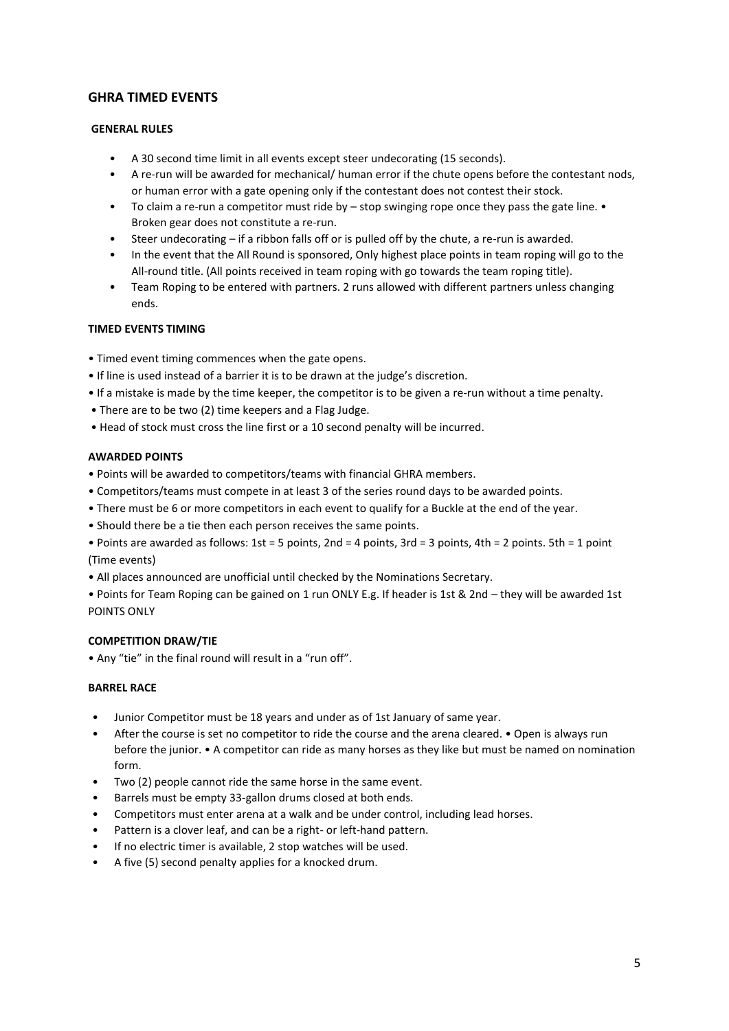## GHRA TIMED EVENTS

### GENERAL RULES

- A 30 second time limit in all events except steer undecorating (15 seconds).
- A re-run will be awarded for mechanical/ human error if the chute opens before the contestant nods, or human error with a gate opening only if the contestant does not contest their stock.
- To claim a re-run a competitor must ride by – stop swinging rope once they pass the gate line. • Broken gear does not constitute a re-run.
- Steer undecorating – if a ribbon falls off or is pulled off by the chute, a re-run is awarded.
- In the event that the All Round is sponsored, Only highest place points in team roping will go to the All-round title. (All points received in team roping with go towards the team roping title).
- Team Roping to be entered with partners. 2 runs allowed with different partners unless changing ends.

### TIMED EVENTS TIMING

- Timed event timing commences when the gate opens.
- If line is used instead of a barrier it is to be drawn at the judge's discretion.
- If a mistake is made by the time keeper, the competitor is to be given a re-run without a time penalty.
- There are to be two (2) time keepers and a Flag Judge.
- Head of stock must cross the line first or a 10 second penalty will be incurred.

### AWARDED POINTS

- Points will be awarded to competitors/teams with financial GHRA members.
- Competitors/teams must compete in at least 3 of the series round days to be awarded points.
- There must be 6 or more competitors in each event to qualify for a Buckle at the end of the year.
- Should there be a tie then each person receives the same points.
- Points are awarded as follows: 1st = 5 points, 2nd = 4 points, 3rd = 3 points, 4th = 2 points. 5th = 1 point (Time events)
- All places announced are unofficial until checked by the Nominations Secretary.
- Points for Team Roping can be gained on 1 run ONLY E.g. If header is 1st & 2nd – they will be awarded 1st POINTS ONLY

### COMPETITION DRAW/TIE

- Any "tie" in the final round will result in a "run off".

### BARREL RACE

- Junior Competitor must be 18 years and under as of 1st January of same year.
- After the course is set no competitor to ride the course and the arena cleared. • Open is always run before the junior. • A competitor can ride as many horses as they like but must be named on nomination form.
- Two (2) people cannot ride the same horse in the same event.
- Barrels must be empty 33-gallon drums closed at both ends.
- Competitors must enter arena at a walk and be under control, including lead horses.
- Pattern is a clover leaf, and can be a right- or left-hand pattern.
- If no electric timer is available, 2 stop watches will be used.
- A five (5) second penalty applies for a knocked drum.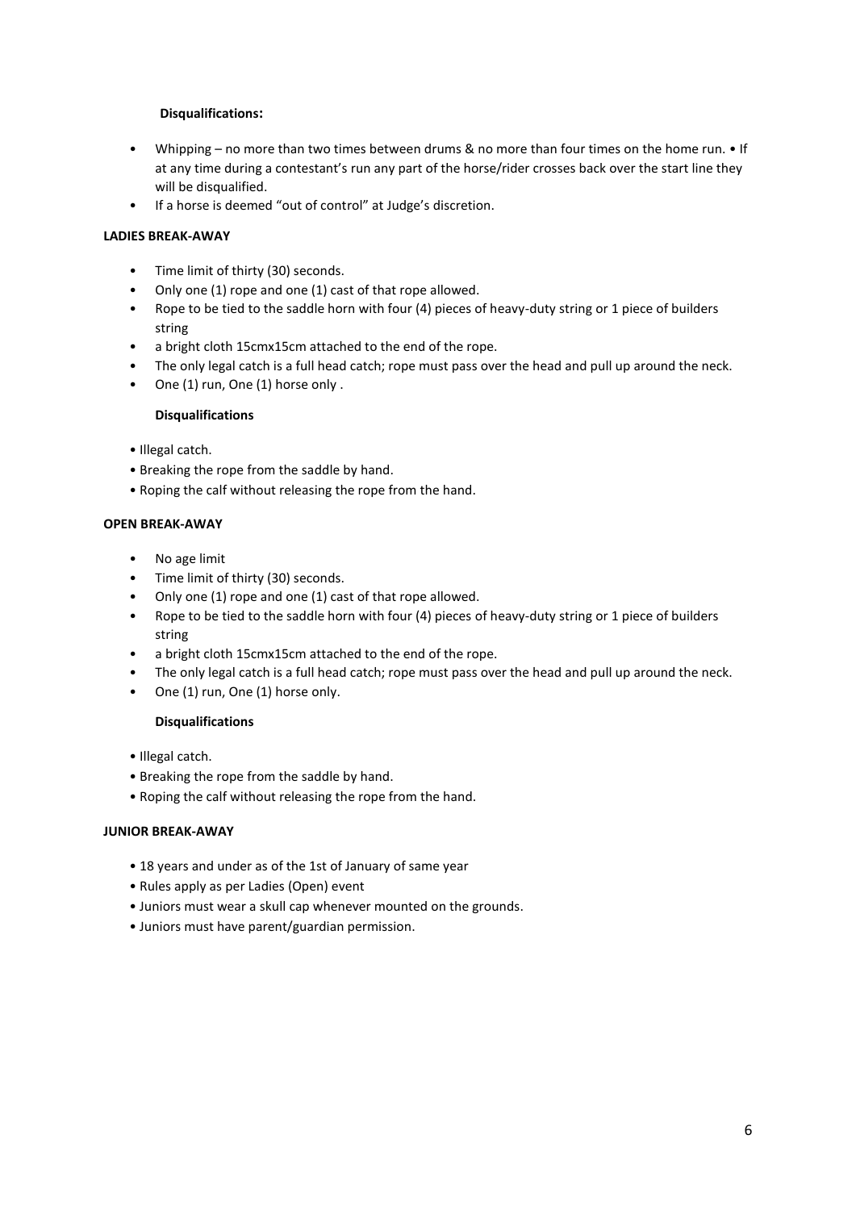**Disqualifications:**

- Whipping – no more than two times between drums & no more than four times on the home run. • If at any time during a contestant's run any part of the horse/rider crosses back over the start line they will be disqualified.
- If a horse is deemed "out of control" at Judge's discretion.

**LADIES BREAK-AWAY**

- Time limit of thirty (30) seconds.
- Only one (1) rope and one (1) cast of that rope allowed.
- Rope to be tied to the saddle horn with four (4) pieces of heavy-duty string or 1 piece of builders string
- a bright cloth 15cmx15cm attached to the end of the rope.
- The only legal catch is a full head catch; rope must pass over the head and pull up around the neck.
- One (1) run, One (1) horse only .

**Disqualifications**

- Illegal catch.
- Breaking the rope from the saddle by hand.
- Roping the calf without releasing the rope from the hand.

**OPEN BREAK-AWAY**

- No age limit
- Time limit of thirty (30) seconds.
- Only one (1) rope and one (1) cast of that rope allowed.
- Rope to be tied to the saddle horn with four (4) pieces of heavy-duty string or 1 piece of builders string
- a bright cloth 15cmx15cm attached to the end of the rope.
- The only legal catch is a full head catch; rope must pass over the head and pull up around the neck.
- One (1) run, One (1) horse only.

**Disqualifications**

- Illegal catch.
- Breaking the rope from the saddle by hand.
- Roping the calf without releasing the rope from the hand.

**JUNIOR BREAK-AWAY**

- 18 years and under as of the 1st of January of same year
- Rules apply as per Ladies (Open) event
- Juniors must wear a skull cap whenever mounted on the grounds.
- Juniors must have parent/guardian permission.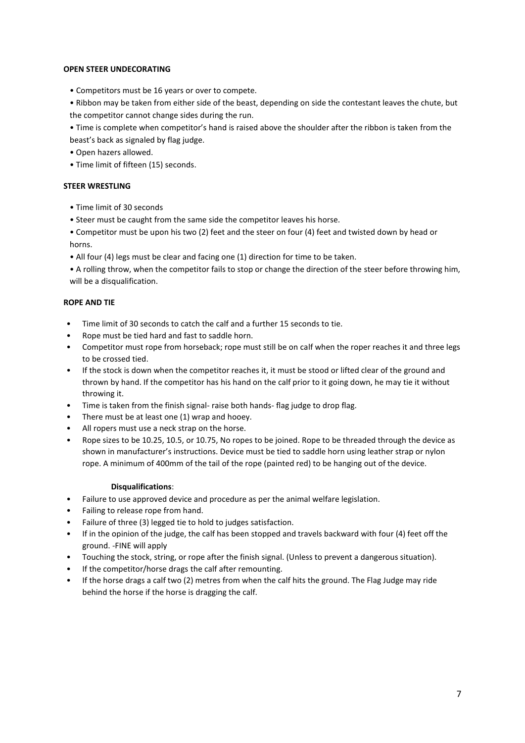**OPEN STEER UNDECORATING**

- Competitors must be 16 years or over to compete.
- Ribbon may be taken from either side of the beast, depending on side the contestant leaves the chute, but the competitor cannot change sides during the run.
- Time is complete when competitor's hand is raised above the shoulder after the ribbon is taken from the beast's back as signaled by flag judge.
- Open hazers allowed.
- Time limit of fifteen (15) seconds.

**STEER WRESTLING**

- Time limit of 30 seconds
- Steer must be caught from the same side the competitor leaves his horse.
- Competitor must be upon his two (2) feet and the steer on four (4) feet and twisted down by head or horns.
- All four (4) legs must be clear and facing one (1) direction for time to be taken.
- A rolling throw, when the competitor fails to stop or change the direction of the steer before throwing him, will be a disqualification.

**ROPE AND TIE**

- Time limit of 30 seconds to catch the calf and a further 15 seconds to tie.
- Rope must be tied hard and fast to saddle horn.
- Competitor must rope from horseback; rope must still be on calf when the roper reaches it and three legs to be crossed tied.
- If the stock is down when the competitor reaches it, it must be stood or lifted clear of the ground and thrown by hand. If the competitor has his hand on the calf prior to it going down, he may tie it without throwing it.
- Time is taken from the finish signal- raise both hands- flag judge to drop flag.
- There must be at least one (1) wrap and hooey.
- All ropers must use a neck strap on the horse.
- Rope sizes to be 10.25, 10.5, or 10.75, No ropes to be joined. Rope to be threaded through the device as shown in manufacturer's instructions. Device must be tied to saddle horn using leather strap or nylon rope. A minimum of 400mm of the tail of the rope (painted red) to be hanging out of the device.

**Disqualifications**:

- Failure to use approved device and procedure as per the animal welfare legislation.
- Failing to release rope from hand.
- Failure of three (3) legged tie to hold to judges satisfaction.
- If in the opinion of the judge, the calf has been stopped and travels backward with four (4) feet off the ground. -FINE will apply
- Touching the stock, string, or rope after the finish signal. (Unless to prevent a dangerous situation).
- If the competitor/horse drags the calf after remounting.
- If the horse drags a calf two (2) metres from when the calf hits the ground. The Flag Judge may ride behind the horse if the horse is dragging the calf.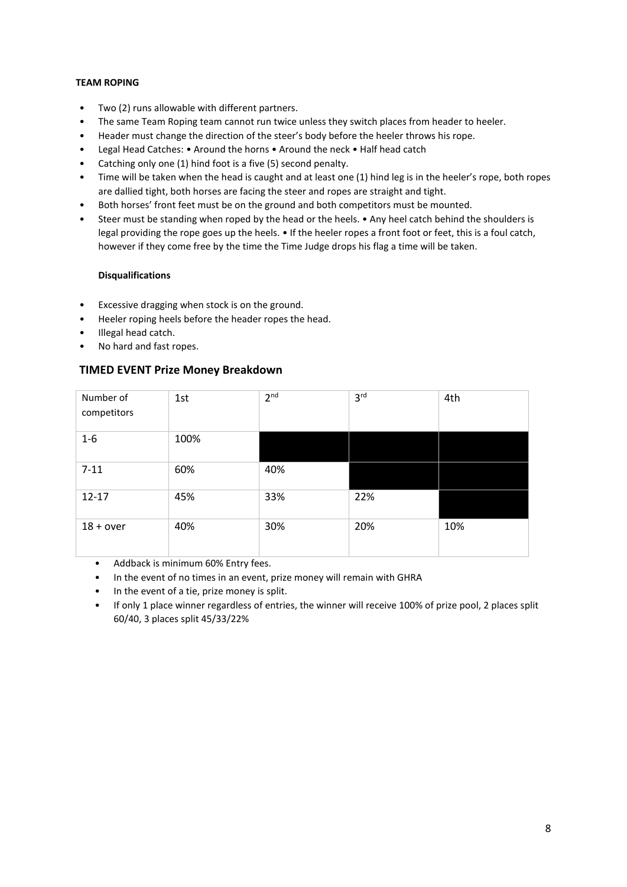**TEAM ROPING**

- Two (2) runs allowable with different partners.
- The same Team Roping team cannot run twice unless they switch places from header to heeler.
- Header must change the direction of the steer's body before the heeler throws his rope.
- Legal Head Catches: • Around the horns • Around the neck • Half head catch
- Catching only one (1) hind foot is a five (5) second penalty.
- Time will be taken when the head is caught and at least one (1) hind leg is in the heeler's rope, both ropes are dallied tight, both horses are facing the steer and ropes are straight and tight.
- Both horses' front feet must be on the ground and both competitors must be mounted.
- Steer must be standing when roped by the head or the heels. • Any heel catch behind the shoulders is legal providing the rope goes up the heels. • If the heeler ropes a front foot or feet, this is a foul catch, however if they come free by the time the Time Judge drops his flag a time will be taken.

**Disqualifications**

- Excessive dragging when stock is on the ground.
- Heeler roping heels before the header ropes the head.
- Illegal head catch.
- No hard and fast ropes.

## TIMED EVENT Prize Money Breakdown

| Number of competitors | 1st | 2nd | 3rd | 4th |
|---|---|---|---|---|
| 1-6 | 100% | | | |
| 7-11 | 60% | 40% | | |
| 12-17 | 45% | 33% | 22% | |
| 18 + over | 40% | 30% | 20% | 10% |

- Addback is minimum 60% Entry fees.
- In the event of no times in an event, prize money will remain with GHRA
- In the event of a tie, prize money is split.
- If only 1 place winner regardless of entries, the winner will receive 100% of prize pool, 2 places split 60/40, 3 places split 45/33/22%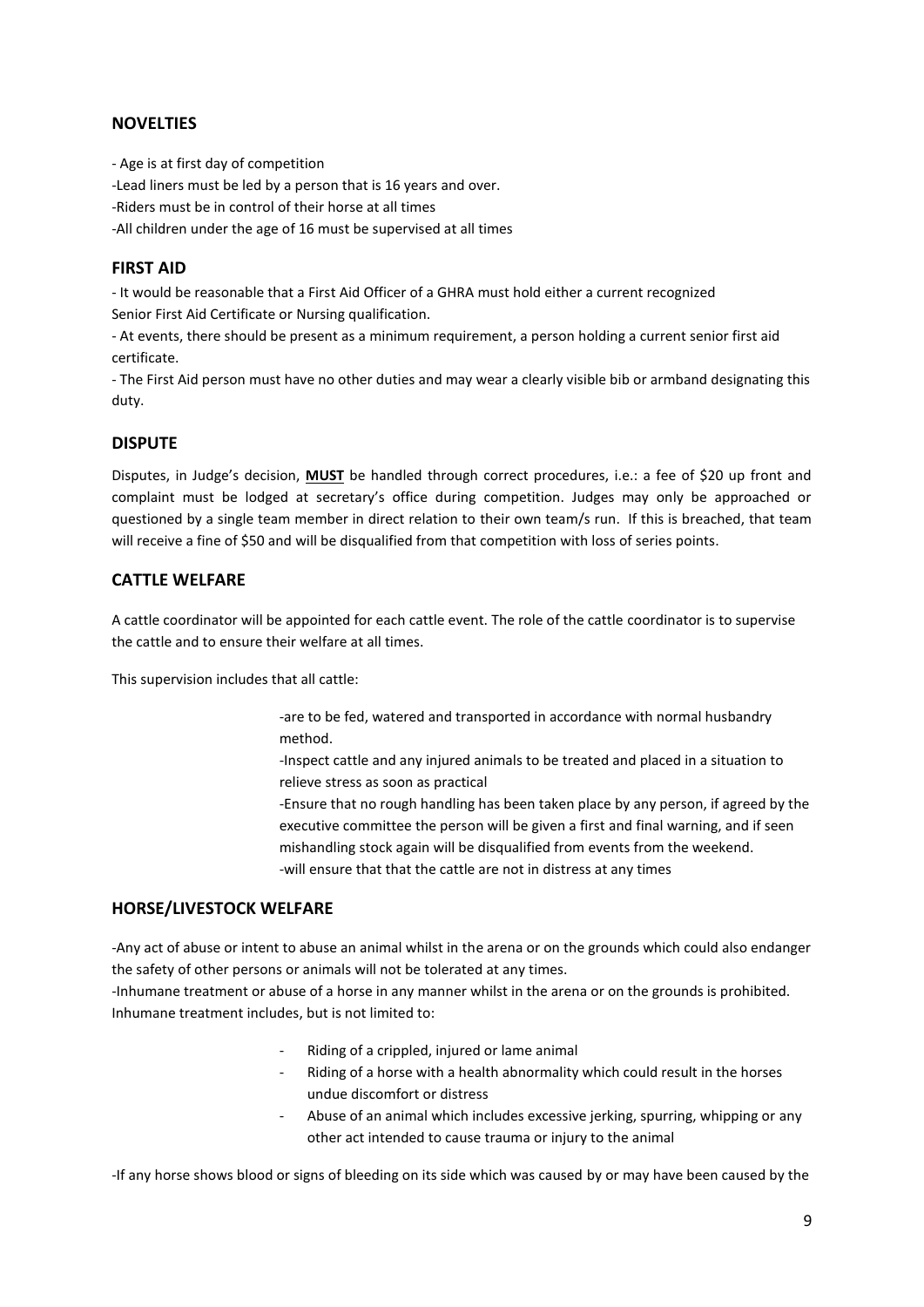## NOVELTIES

- Age is at first day of competition

-Lead liners must be led by a person that is 16 years and over.

-Riders must be in control of their horse at all times

-All children under the age of 16 must be supervised at all times

## FIRST AID

- It would be reasonable that a First Aid Officer of a GHRA must hold either a current recognized Senior First Aid Certificate or Nursing qualification.

- At events, there should be present as a minimum requirement, a person holding a current senior first aid certificate.

- The First Aid person must have no other duties and may wear a clearly visible bib or armband designating this duty.

## DISPUTE

Disputes, in Judge's decision, **MUST** be handled through correct procedures, i.e.: a fee of $20 up front and complaint must be lodged at secretary's office during competition. Judges may only be approached or questioned by a single team member in direct relation to their own team/s run. If this is breached, that team will receive a fine of $50 and will be disqualified from that competition with loss of series points.

## CATTLE WELFARE

A cattle coordinator will be appointed for each cattle event. The role of the cattle coordinator is to supervise the cattle and to ensure their welfare at all times.

This supervision includes that all cattle:

-are to be fed, watered and transported in accordance with normal husbandry method.

-Inspect cattle and any injured animals to be treated and placed in a situation to relieve stress as soon as practical

-Ensure that no rough handling has been taken place by any person, if agreed by the executive committee the person will be given a first and final warning, and if seen mishandling stock again will be disqualified from events from the weekend.

-will ensure that that the cattle are not in distress at any times

## HORSE/LIVESTOCK WELFARE

-Any act of abuse or intent to abuse an animal whilst in the arena or on the grounds which could also endanger the safety of other persons or animals will not be tolerated at any times.

-Inhumane treatment or abuse of a horse in any manner whilst in the arena or on the grounds is prohibited. Inhumane treatment includes, but is not limited to:

- Riding of a crippled, injured or lame animal
- Riding of a horse with a health abnormality which could result in the horses undue discomfort or distress
- Abuse of an animal which includes excessive jerking, spurring, whipping or any other act intended to cause trauma or injury to the animal

-If any horse shows blood or signs of bleeding on its side which was caused by or may have been caused by the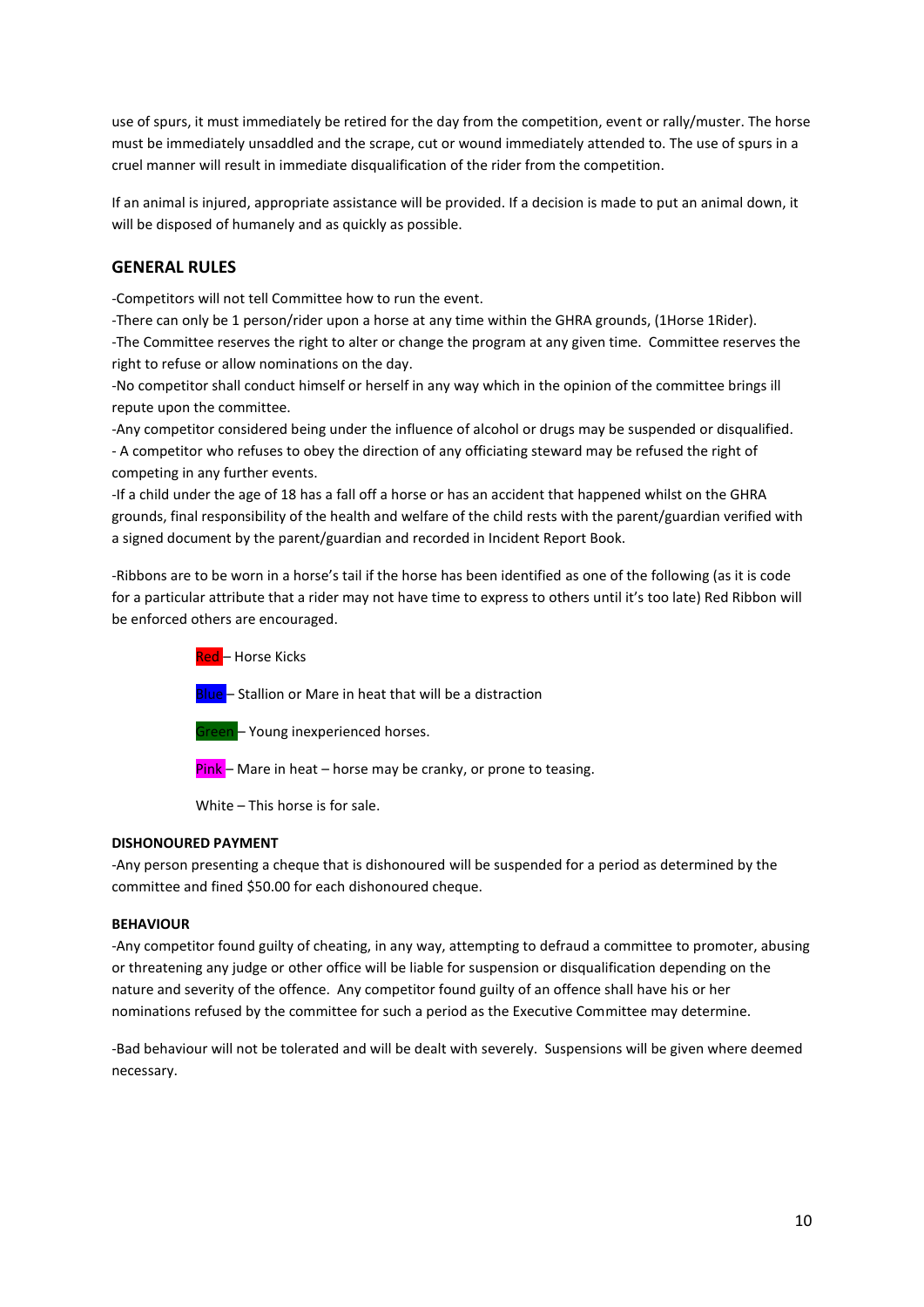use of spurs, it must immediately be retired for the day from the competition, event or rally/muster. The horse must be immediately unsaddled and the scrape, cut or wound immediately attended to. The use of spurs in a cruel manner will result in immediate disqualification of the rider from the competition.

If an animal is injured, appropriate assistance will be provided. If a decision is made to put an animal down, it will be disposed of humanely and as quickly as possible.

## GENERAL RULES

-Competitors will not tell Committee how to run the event.
-There can only be 1 person/rider upon a horse at any time within the GHRA grounds, (1Horse 1Rider).
-The Committee reserves the right to alter or change the program at any given time. Committee reserves the right to refuse or allow nominations on the day.
-No competitor shall conduct himself or herself in any way which in the opinion of the committee brings ill repute upon the committee.
-Any competitor considered being under the influence of alcohol or drugs may be suspended or disqualified.
- A competitor who refuses to obey the direction of any officiating steward may be refused the right of competing in any further events.
-If a child under the age of 18 has a fall off a horse or has an accident that happened whilst on the GHRA grounds, final responsibility of the health and welfare of the child rests with the parent/guardian verified with a signed document by the parent/guardian and recorded in Incident Report Book.

-Ribbons are to be worn in a horse's tail if the horse has been identified as one of the following (as it is code for a particular attribute that a rider may not have time to express to others until it's too late) Red Ribbon will be enforced others are encouraged.

Red – Horse Kicks

Blue – Stallion or Mare in heat that will be a distraction

Green – Young inexperienced horses.

Pink – Mare in heat – horse may be cranky, or prone to teasing.

White – This horse is for sale.

**DISHONOURED PAYMENT**

-Any person presenting a cheque that is dishonoured will be suspended for a period as determined by the committee and fined $50.00 for each dishonoured cheque.

**BEHAVIOUR**

-Any competitor found guilty of cheating, in any way, attempting to defraud a committee to promoter, abusing or threatening any judge or other office will be liable for suspension or disqualification depending on the nature and severity of the offence. Any competitor found guilty of an offence shall have his or her nominations refused by the committee for such a period as the Executive Committee may determine.

-Bad behaviour will not be tolerated and will be dealt with severely. Suspensions will be given where deemed necessary.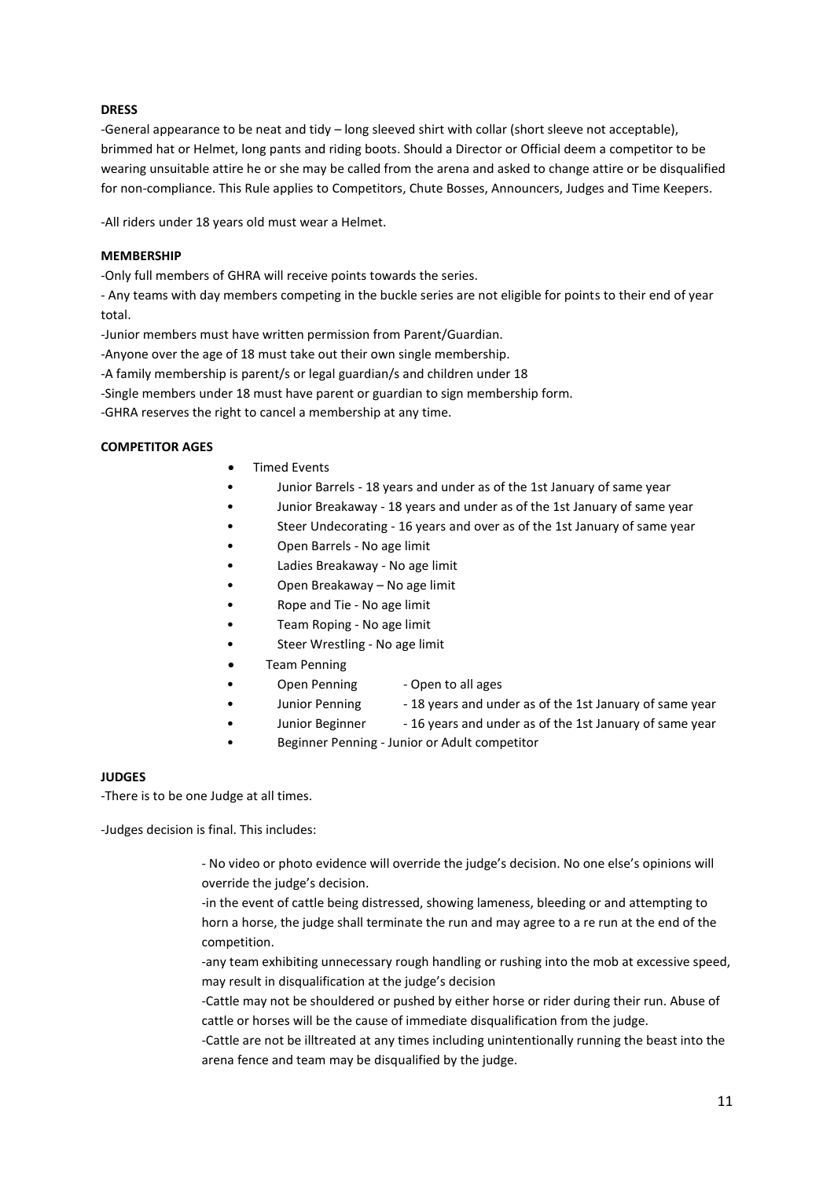**DRESS**

-General appearance to be neat and tidy – long sleeved shirt with collar (short sleeve not acceptable), brimmed hat or Helmet, long pants and riding boots. Should a Director or Official deem a competitor to be wearing unsuitable attire he or she may be called from the arena and asked to change attire or be disqualified for non-compliance. This Rule applies to Competitors, Chute Bosses, Announcers, Judges and Time Keepers.

-All riders under 18 years old must wear a Helmet.

**MEMBERSHIP**

-Only full members of GHRA will receive points towards the series.

- Any teams with day members competing in the buckle series are not eligible for points to their end of year total.

-Junior members must have written permission from Parent/Guardian.

-Anyone over the age of 18 must take out their own single membership.

-A family membership is parent/s or legal guardian/s and children under 18

-Single members under 18 must have parent or guardian to sign membership form.

-GHRA reserves the right to cancel a membership at any time.

**COMPETITOR AGES**

- Timed Events
- Junior Barrels - 18 years and under as of the 1st January of same year
- Junior Breakaway - 18 years and under as of the 1st January of same year
- Steer Undecorating - 16 years and over as of the 1st January of same year
- Open Barrels - No age limit
- Ladies Breakaway - No age limit
- Open Breakaway – No age limit
- Rope and Tie - No age limit
- Team Roping - No age limit
- Steer Wrestling - No age limit
- Team Penning
- Open Penning - Open to all ages
- Junior Penning - 18 years and under as of the 1st January of same year
- Junior Beginner - 16 years and under as of the 1st January of same year
- Beginner Penning - Junior or Adult competitor

**JUDGES**

-There is to be one Judge at all times.

-Judges decision is final. This includes:

- No video or photo evidence will override the judge's decision. No one else's opinions will override the judge's decision.

-in the event of cattle being distressed, showing lameness, bleeding or and attempting to horn a horse, the judge shall terminate the run and may agree to a re run at the end of the competition.

-any team exhibiting unnecessary rough handling or rushing into the mob at excessive speed, may result in disqualification at the judge's decision

-Cattle may not be shouldered or pushed by either horse or rider during their run. Abuse of cattle or horses will be the cause of immediate disqualification from the judge.

-Cattle are not be illtreated at any times including unintentionally running the beast into the arena fence and team may be disqualified by the judge.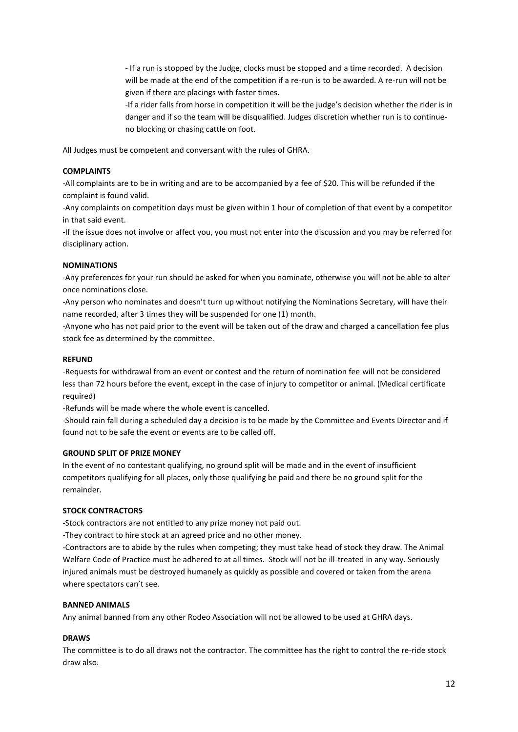- If a run is stopped by the Judge, clocks must be stopped and a time recorded. A decision will be made at the end of the competition if a re-run is to be awarded. A re-run will not be given if there are placings with faster times.

-If a rider falls from horse in competition it will be the judge's decision whether the rider is in danger and if so the team will be disqualified. Judges discretion whether run is to continue- no blocking or chasing cattle on foot.

All Judges must be competent and conversant with the rules of GHRA.

**COMPLAINTS**

-All complaints are to be in writing and are to be accompanied by a fee of $20. This will be refunded if the complaint is found valid.

-Any complaints on competition days must be given within 1 hour of completion of that event by a competitor in that said event.

-If the issue does not involve or affect you, you must not enter into the discussion and you may be referred for disciplinary action.

**NOMINATIONS**

-Any preferences for your run should be asked for when you nominate, otherwise you will not be able to alter once nominations close.

-Any person who nominates and doesn't turn up without notifying the Nominations Secretary, will have their name recorded, after 3 times they will be suspended for one (1) month.

-Anyone who has not paid prior to the event will be taken out of the draw and charged a cancellation fee plus stock fee as determined by the committee.

**REFUND**

-Requests for withdrawal from an event or contest and the return of nomination fee will not be considered less than 72 hours before the event, except in the case of injury to competitor or animal. (Medical certificate required)

-Refunds will be made where the whole event is cancelled.

-Should rain fall during a scheduled day a decision is to be made by the Committee and Events Director and if found not to be safe the event or events are to be called off.

**GROUND SPLIT OF PRIZE MONEY**

In the event of no contestant qualifying, no ground split will be made and in the event of insufficient competitors qualifying for all places, only those qualifying be paid and there be no ground split for the remainder.

**STOCK CONTRACTORS**

-Stock contractors are not entitled to any prize money not paid out.

-They contract to hire stock at an agreed price and no other money.

-Contractors are to abide by the rules when competing; they must take head of stock they draw. The Animal Welfare Code of Practice must be adhered to at all times. Stock will not be ill-treated in any way. Seriously injured animals must be destroyed humanely as quickly as possible and covered or taken from the arena where spectators can't see.

**BANNED ANIMALS**

Any animal banned from any other Rodeo Association will not be allowed to be used at GHRA days.

**DRAWS**

The committee is to do all draws not the contractor. The committee has the right to control the re-ride stock draw also.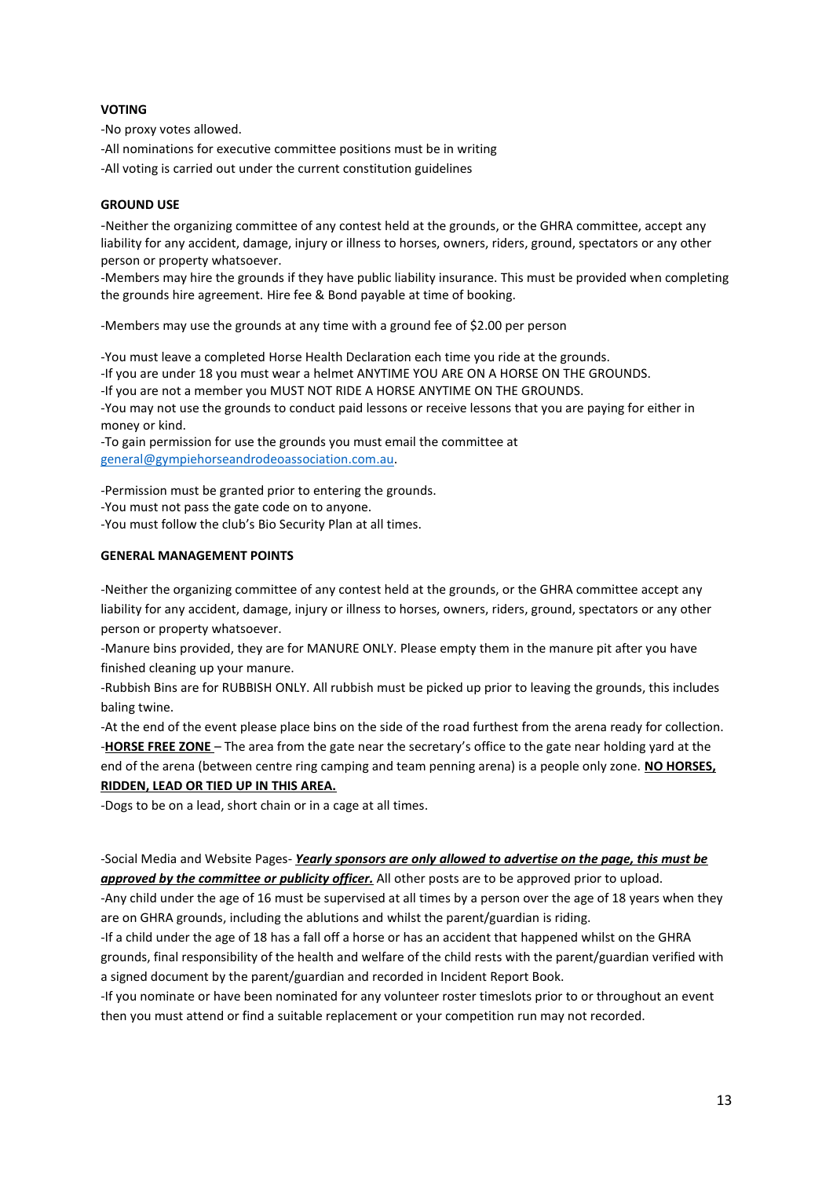**VOTING**

-No proxy votes allowed.

-All nominations for executive committee positions must be in writing

-All voting is carried out under the current constitution guidelines

**GROUND USE**

-Neither the organizing committee of any contest held at the grounds, or the GHRA committee, accept any liability for any accident, damage, injury or illness to horses, owners, riders, ground, spectators or any other person or property whatsoever.

-Members may hire the grounds if they have public liability insurance. This must be provided when completing the grounds hire agreement. Hire fee & Bond payable at time of booking.

-Members may use the grounds at any time with a ground fee of $2.00 per person

-You must leave a completed Horse Health Declaration each time you ride at the grounds.

-If you are under 18 you must wear a helmet ANYTIME YOU ARE ON A HORSE ON THE GROUNDS.

-If you are not a member you MUST NOT RIDE A HORSE ANYTIME ON THE GROUNDS.

-You may not use the grounds to conduct paid lessons or receive lessons that you are paying for either in money or kind.

-To gain permission for use the grounds you must email the committee at [general@gympiehorseandrodeoassociation.com.au](mailto:general@gympiehorseandrodeoassociation.com.au).

-Permission must be granted prior to entering the grounds.

-You must not pass the gate code on to anyone.

-You must follow the club's Bio Security Plan at all times.

**GENERAL MANAGEMENT POINTS**

-Neither the organizing committee of any contest held at the grounds, or the GHRA committee accept any liability for any accident, damage, injury or illness to horses, owners, riders, ground, spectators or any other person or property whatsoever.

-Manure bins provided, they are for MANURE ONLY. Please empty them in the manure pit after you have finished cleaning up your manure.

-Rubbish Bins are for RUBBISH ONLY. All rubbish must be picked up prior to leaving the grounds, this includes baling twine.

-At the end of the event please place bins on the side of the road furthest from the arena ready for collection.

-**HORSE FREE ZONE** – The area from the gate near the secretary's office to the gate near holding yard at the end of the arena (between centre ring camping and team penning arena) is a people only zone. **NO HORSES, RIDDEN, LEAD OR TIED UP IN THIS AREA.**

-Dogs to be on a lead, short chain or in a cage at all times.

-Social Media and Website Pages- ***Yearly sponsors are only allowed to advertise on the page, this must be approved by the committee or publicity officer.*** All other posts are to be approved prior to upload.

-Any child under the age of 16 must be supervised at all times by a person over the age of 18 years when they are on GHRA grounds, including the ablutions and whilst the parent/guardian is riding.

-If a child under the age of 18 has a fall off a horse or has an accident that happened whilst on the GHRA grounds, final responsibility of the health and welfare of the child rests with the parent/guardian verified with a signed document by the parent/guardian and recorded in Incident Report Book.

-If you nominate or have been nominated for any volunteer roster timeslots prior to or throughout an event then you must attend or find a suitable replacement or your competition run may not recorded.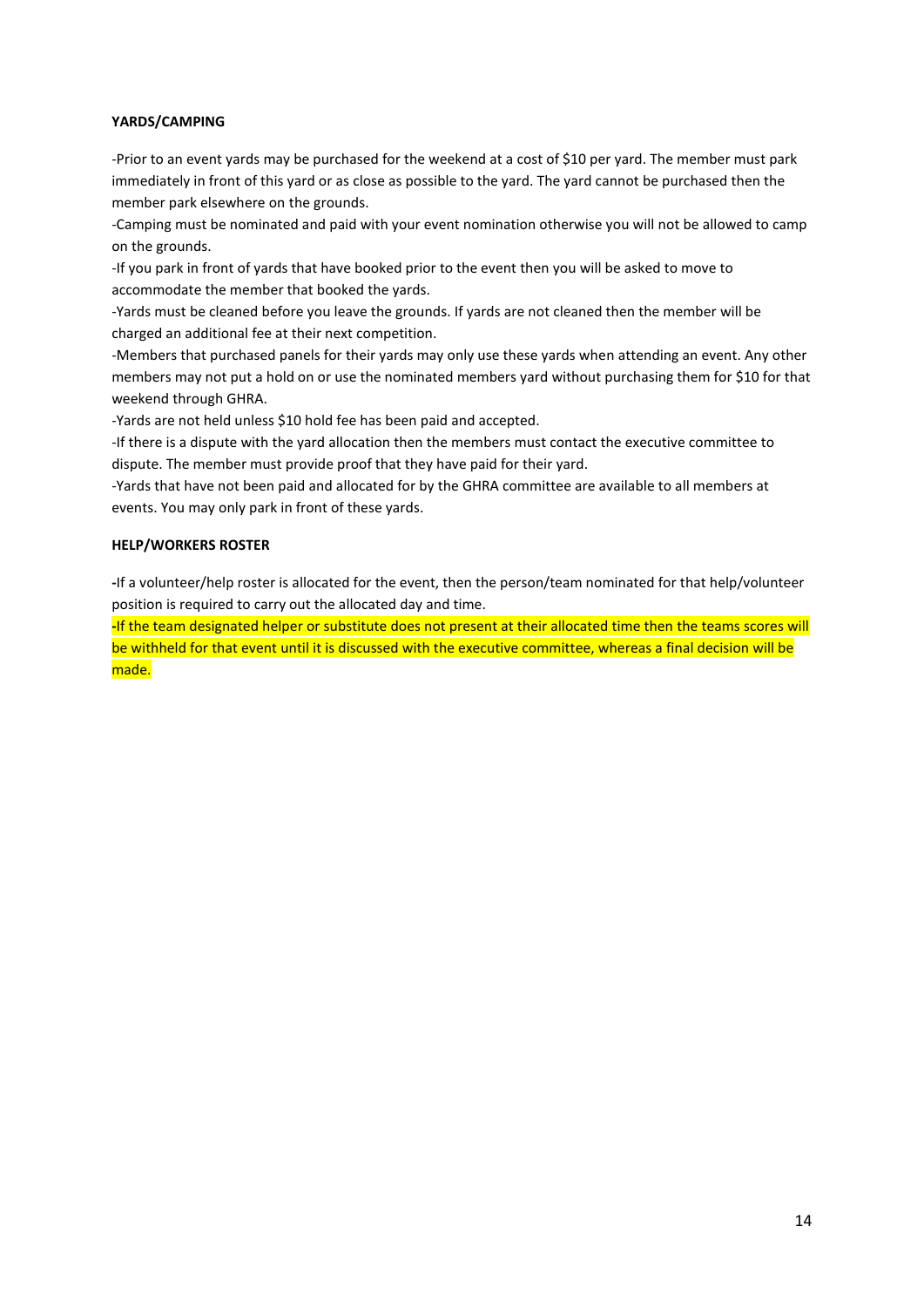**YARDS/CAMPING**

-Prior to an event yards may be purchased for the weekend at a cost of $10 per yard. The member must park immediately in front of this yard or as close as possible to the yard. The yard cannot be purchased then the member park elsewhere on the grounds.

-Camping must be nominated and paid with your event nomination otherwise you will not be allowed to camp on the grounds.

-If you park in front of yards that have booked prior to the event then you will be asked to move to accommodate the member that booked the yards.

-Yards must be cleaned before you leave the grounds. If yards are not cleaned then the member will be charged an additional fee at their next competition.

-Members that purchased panels for their yards may only use these yards when attending an event. Any other members may not put a hold on or use the nominated members yard without purchasing them for $10 for that weekend through GHRA.

-Yards are not held unless $10 hold fee has been paid and accepted.

-If there is a dispute with the yard allocation then the members must contact the executive committee to dispute. The member must provide proof that they have paid for their yard.

-Yards that have not been paid and allocated for by the GHRA committee are available to all members at events. You may only park in front of these yards.

**HELP/WORKERS ROSTER**

-If a volunteer/help roster is allocated for the event, then the person/team nominated for that help/volunteer position is required to carry out the allocated day and time.

-If the team designated helper or substitute does not present at their allocated time then the teams scores will be withheld for that event until it is discussed with the executive committee, whereas a final decision will be made.